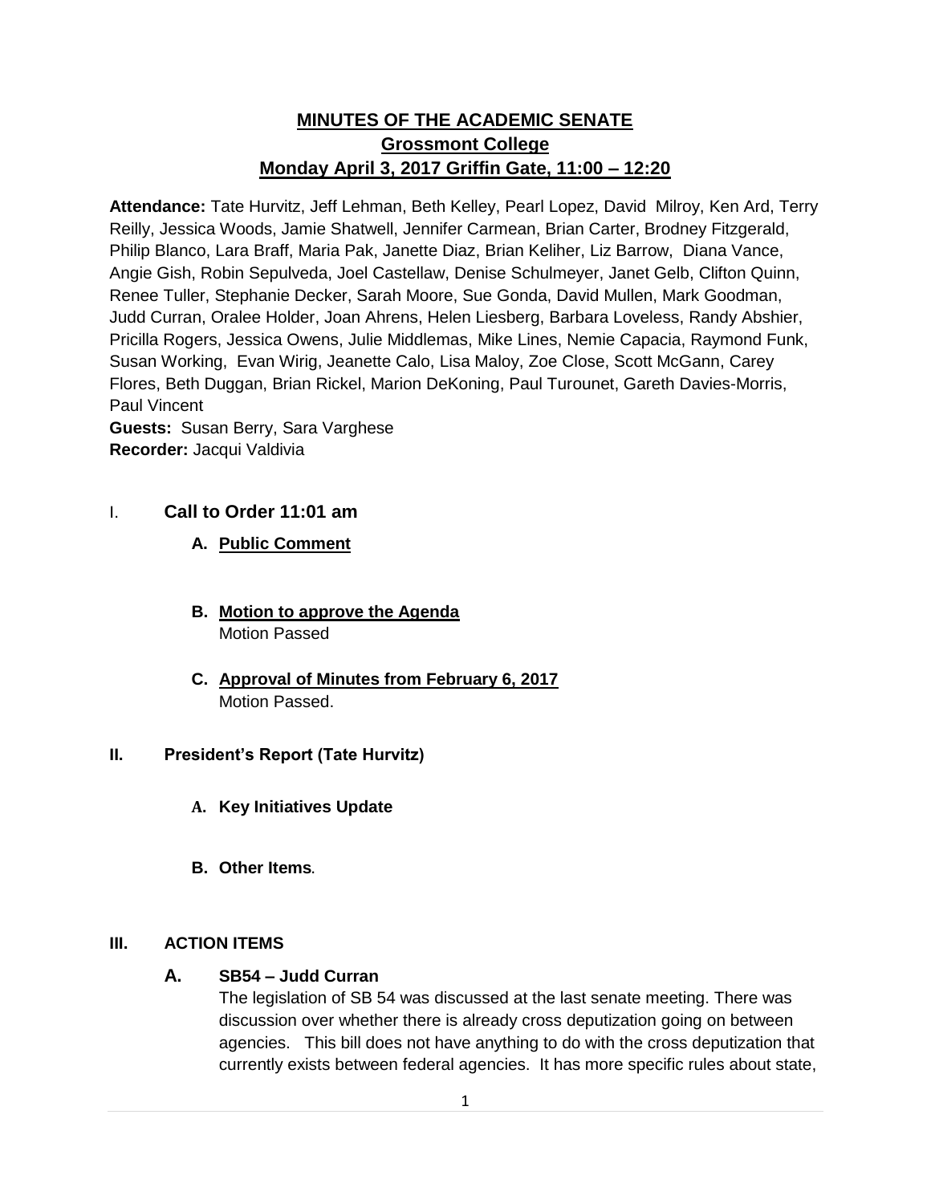# MINUTES OF THE ACADEMIC SENATE
## Grossmont College
## Monday April 3, 2017 Griffin Gate, 11:00 – 12:20

**Attendance:** Tate Hurvitz, Jeff Lehman, Beth Kelley, Pearl Lopez, David Milroy, Ken Ard, Terry Reilly, Jessica Woods, Jamie Shatwell, Jennifer Carmean, Brian Carter, Brodney Fitzgerald, Philip Blanco, Lara Braff, Maria Pak, Janette Diaz, Brian Keliher, Liz Barrow, Diana Vance, Angie Gish, Robin Sepulveda, Joel Castellaw, Denise Schulmeyer, Janet Gelb, Clifton Quinn, Renee Tuller, Stephanie Decker, Sarah Moore, Sue Gonda, David Mullen, Mark Goodman, Judd Curran, Oralee Holder, Joan Ahrens, Helen Liesberg, Barbara Loveless, Randy Abshier, Pricilla Rogers, Jessica Owens, Julie Middlemas, Mike Lines, Nemie Capacia, Raymond Funk, Susan Working, Evan Wirig, Jeanette Calo, Lisa Maloy, Zoe Close, Scott McGann, Carey Flores, Beth Duggan, Brian Rickel, Marion DeKoning, Paul Turounet, Gareth Davies-Morris, Paul Vincent

**Guests:** Susan Berry, Sara Varghese

**Recorder:** Jacqui Valdivia

## I. Call to Order 11:01 am

### A. Public Comment

### B. Motion to approve the Agenda

Motion Passed

### C. Approval of Minutes from February 6, 2017

Motion Passed.

## II. President's Report (Tate Hurvitz)

### A. Key Initiatives Update

### B. Other Items.

## III. ACTION ITEMS

### A. SB54 – Judd Curran

The legislation of SB 54 was discussed at the last senate meeting. There was discussion over whether there is already cross deputization going on between agencies. This bill does not have anything to do with the cross deputization that currently exists between federal agencies. It has more specific rules about state,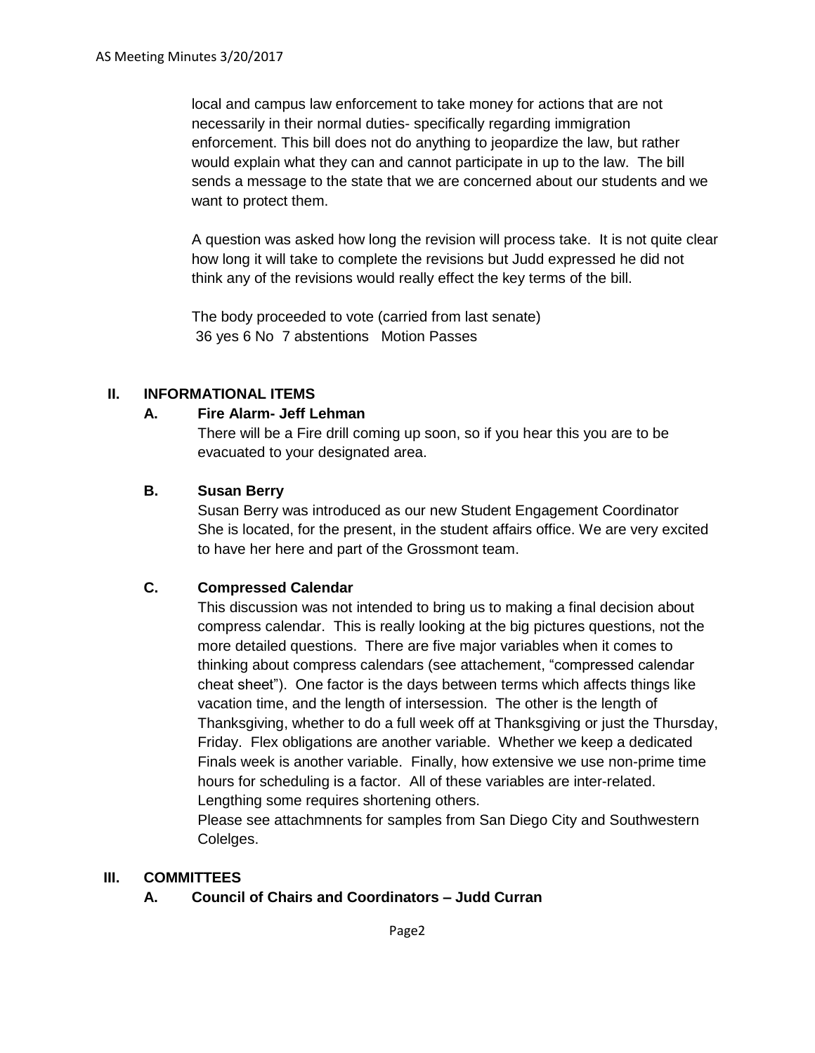local and campus law enforcement to take money for actions that are not necessarily in their normal duties- specifically regarding immigration enforcement. This bill does not do anything to jeopardize the law, but rather would explain what they can and cannot participate in up to the law. The bill sends a message to the state that we are concerned about our students and we want to protect them.

A question was asked how long the revision will process take. It is not quite clear how long it will take to complete the revisions but Judd expressed he did not think any of the revisions would really effect the key terms of the bill.

The body proceeded to vote (carried from last senate)
36 yes 6 No 7 abstentions Motion Passes

## II. INFORMATIONAL ITEMS

### A. Fire Alarm- Jeff Lehman

There will be a Fire drill coming up soon, so if you hear this you are to be evacuated to your designated area.

### B. Susan Berry

Susan Berry was introduced as our new Student Engagement Coordinator She is located, for the present, in the student affairs office. We are very excited to have her here and part of the Grossmont team.

### C. Compressed Calendar

This discussion was not intended to bring us to making a final decision about compress calendar. This is really looking at the big pictures questions, not the more detailed questions. There are five major variables when it comes to thinking about compress calendars (see attachement, "compressed calendar cheat sheet"). One factor is the days between terms which affects things like vacation time, and the length of intersession. The other is the length of Thanksgiving, whether to do a full week off at Thanksgiving or just the Thursday, Friday. Flex obligations are another variable. Whether we keep a dedicated Finals week is another variable. Finally, how extensive we use non-prime time hours for scheduling is a factor. All of these variables are inter-related. Lengthing some requires shortening others.
Please see attachmnents for samples from San Diego City and Southwestern Colelges.

## III. COMMITTEES

### A. Council of Chairs and Coordinators – Judd Curran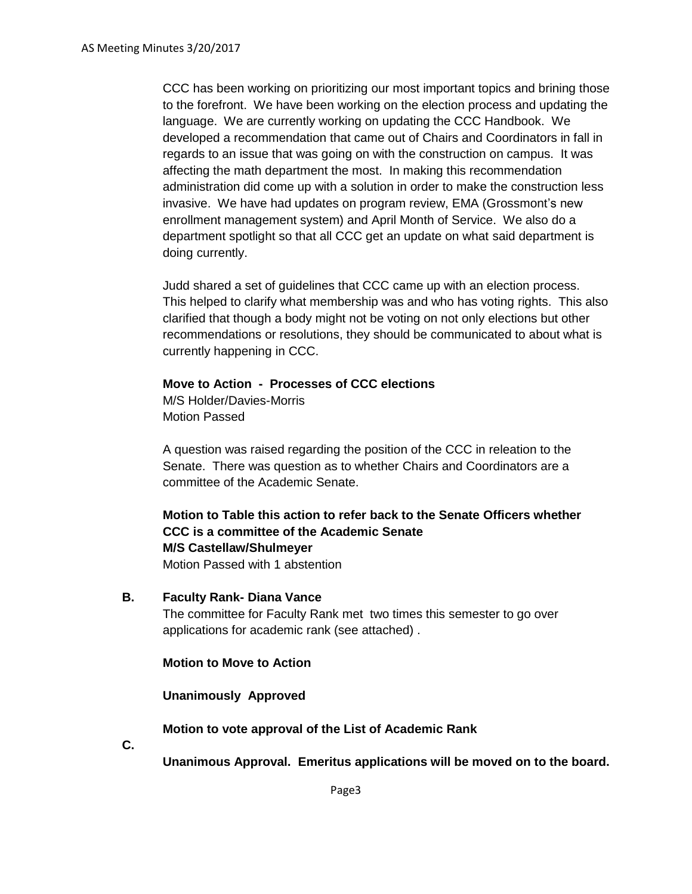CCC has been working on prioritizing our most important topics and brining those to the forefront. We have been working on the election process and updating the language. We are currently working on updating the CCC Handbook. We developed a recommendation that came out of Chairs and Coordinators in fall in regards to an issue that was going on with the construction on campus. It was affecting the math department the most. In making this recommendation administration did come up with a solution in order to make the construction less invasive. We have had updates on program review, EMA (Grossmont's new enrollment management system) and April Month of Service. We also do a department spotlight so that all CCC get an update on what said department is doing currently.

Judd shared a set of guidelines that CCC came up with an election process. This helped to clarify what membership was and who has voting rights. This also clarified that though a body might not be voting on not only elections but other recommendations or resolutions, they should be communicated to about what is currently happening in CCC.

**Move to Action - Processes of CCC elections**
M/S Holder/Davies-Morris
Motion Passed

A question was raised regarding the position of the CCC in releation to the Senate. There was question as to whether Chairs and Coordinators are a committee of the Academic Senate.

**Motion to Table this action to refer back to the Senate Officers whether CCC is a committee of the Academic Senate**
**M/S Castellaw/Shulmeyer**
Motion Passed with 1 abstention

**B. Faculty Rank- Diana Vance**

The committee for Faculty Rank met two times this semester to go over applications for academic rank (see attached) .

**Motion to Move to Action**

**Unanimously Approved**

**Motion to vote approval of the List of Academic Rank**

**C.**

**Unanimous Approval. Emeritus applications will be moved on to the board.**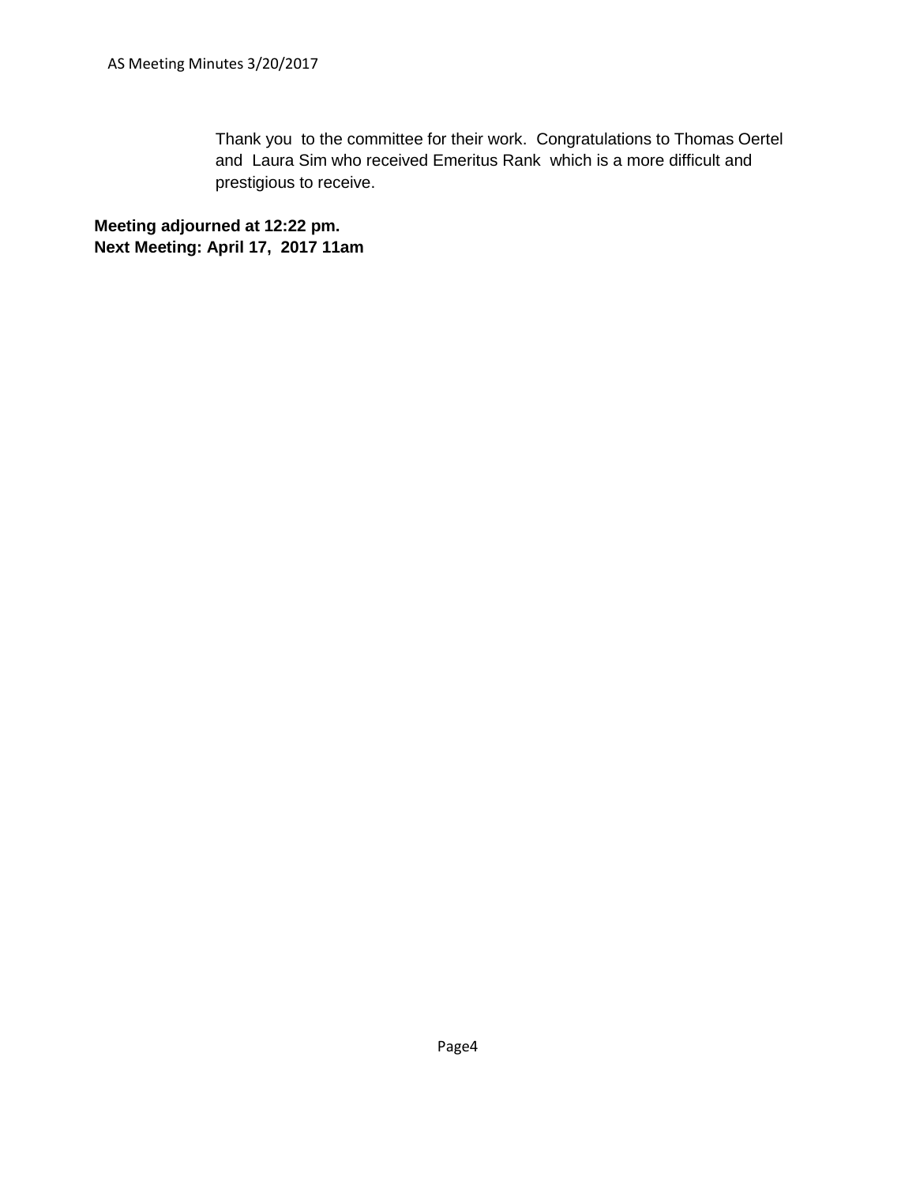Thank you to the committee for their work. Congratulations to Thomas Oertel and Laura Sim who received Emeritus Rank which is a more difficult and prestigious to receive.

**Meeting adjourned at 12:22 pm.**
**Next Meeting: April 17, 2017 11am**